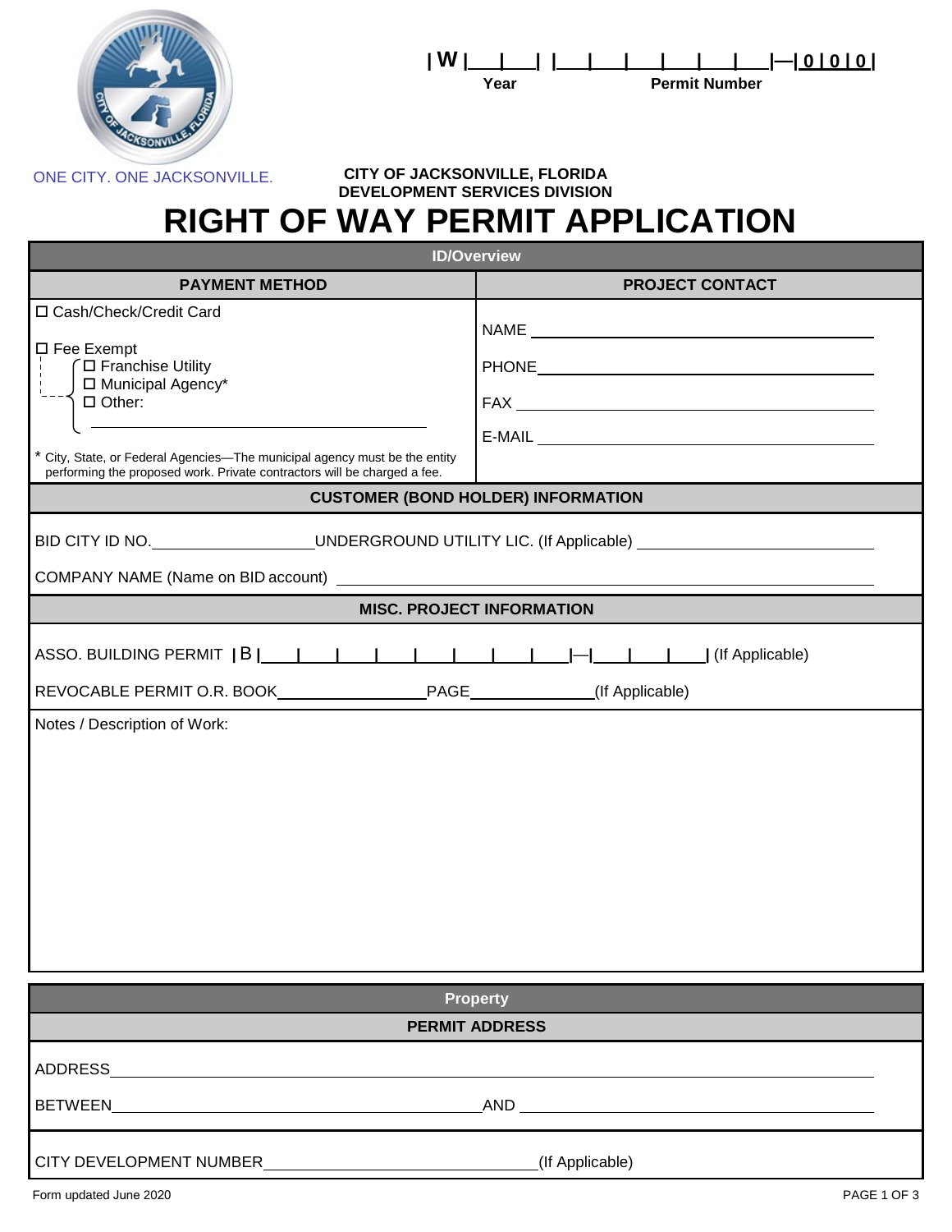| W | _ | _ | | _ | _ | _ | _ | _ | _ |—| 0 | 0 | 0 |

Year　　　Permit Number

ONE CITY. ONE JACKSONVILLE.

**CITY OF JACKSONVILLE, FLORIDA**
**DEVELOPMENT SERVICES DIVISION**

# RIGHT OF WAY PERMIT APPLICATION

## ID/Overview

| PAYMENT METHOD | PROJECT CONTACT |
|---|---|
| ☐ Cash/Check/Credit Card<br><br>☐ Fee Exempt<br>　☐ Franchise Utility<br>　☐ Municipal Agency*<br>　☐ Other: ______________________<br><br>* City, State, or Federal Agencies—The municipal agency must be the entity performing the proposed work. Private contractors will be charged a fee. | NAME ______________________<br><br>PHONE ______________________<br><br>FAX ______________________<br><br>E-MAIL ______________________ |

### CUSTOMER (BOND HOLDER) INFORMATION

BID CITY ID NO. ______________ UNDERGROUND UTILITY LIC. (If Applicable) ______________

COMPANY NAME (Name on BID account) ______________________________

### MISC. PROJECT INFORMATION

ASSO. BUILDING PERMIT | B | _ | _ | _ | _ | _ | _ | _ | _ | _ |—| _ | _ | _ | _ | (If Applicable)

REVOCABLE PERMIT O.R. BOOK ______________ PAGE ______________ (If Applicable)

Notes / Description of Work:

## Property

### PERMIT ADDRESS

ADDRESS ______________________________

BETWEEN ______________________ AND ______________________

CITY DEVELOPMENT NUMBER ______________________ (If Applicable)

Form updated June 2020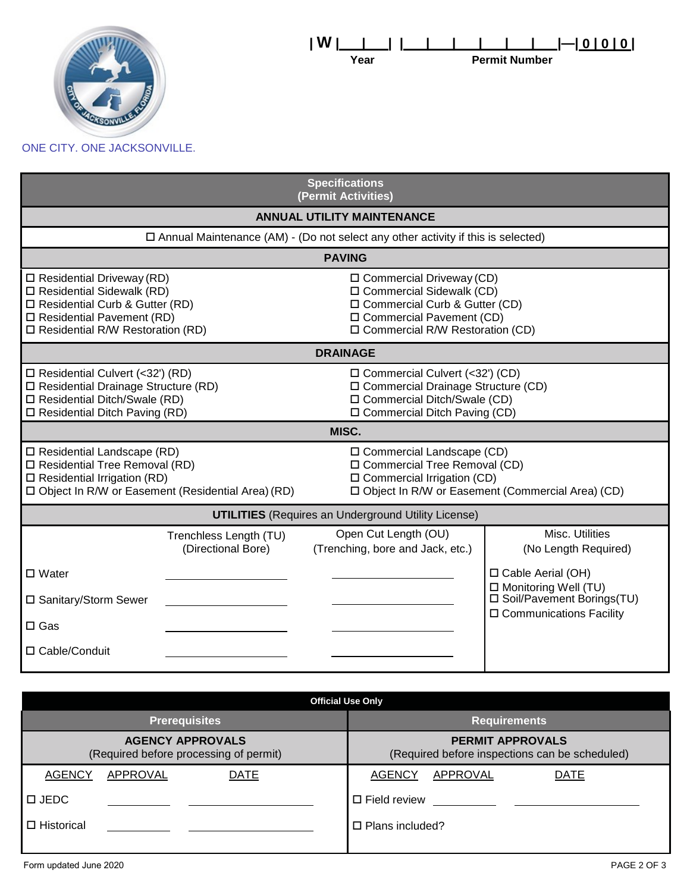ONE CITY. ONE JACKSONVILLE.

| W |__|__| |__|__|__|__|__|__|—| 0 | 0 | 0 |

Year Permit Number

## Specifications (Permit Activities)

### ANNUAL UTILITY MAINTENANCE

☐ Annual Maintenance (AM) - (Do not select any other activity if this is selected)

### PAVING

☐ Residential Driveway (RD)
☐ Residential Sidewalk (RD)
☐ Residential Curb & Gutter (RD)
☐ Residential Pavement (RD)
☐ Residential R/W Restoration (RD)

☐ Commercial Driveway (CD)
☐ Commercial Sidewalk (CD)
☐ Commercial Curb & Gutter (CD)
☐ Commercial Pavement (CD)
☐ Commercial R/W Restoration (CD)

### DRAINAGE

☐ Residential Culvert (<32') (RD)
☐ Residential Drainage Structure (RD)
☐ Residential Ditch/Swale (RD)
☐ Residential Ditch Paving (RD)

☐ Commercial Culvert (<32') (CD)
☐ Commercial Drainage Structure (CD)
☐ Commercial Ditch/Swale (CD)
☐ Commercial Ditch Paving (CD)

### MISC.

☐ Residential Landscape (RD)
☐ Residential Tree Removal (RD)
☐ Residential Irrigation (RD)
☐ Object In R/W or Easement (Residential Area) (RD)

☐ Commercial Landscape (CD)
☐ Commercial Tree Removal (CD)
☐ Commercial Irrigation (CD)
☐ Object In R/W or Easement (Commercial Area) (CD)

### UTILITIES (Requires an Underground Utility License)

| | Trenchless Length (TU) (Directional Bore) | Open Cut Length (OU) (Trenching, bore and Jack, etc.) | Misc. Utilities (No Length Required) |
|---|---|---|---|
| ☐ Water | ________ | ________ | ☐ Cable Aerial (OH) |
| ☐ Sanitary/Storm Sewer | ________ | ________ | ☐ Monitoring Well (TU) |
| ☐ Gas | ________ | ________ | ☐ Soil/Pavement Borings(TU) |
| ☐ Cable/Conduit | ________ | ________ | ☐ Communications Facility |

## Official Use Only

| Prerequisites | | | Requirements | | |
|---|---|---|---|---|---|
| **AGENCY APPROVALS** (Required before processing of permit) | | | **PERMIT APPROVALS** (Required before inspections can be scheduled) | | |
| AGENCY | APPROVAL | DATE | AGENCY | APPROVAL | DATE |
| ☐ JEDC | ________ | ________ | ☐ Field review | ________ | ________ |
| ☐ Historical | ________ | ________ | ☐ Plans included? | | |

Form updated June 2020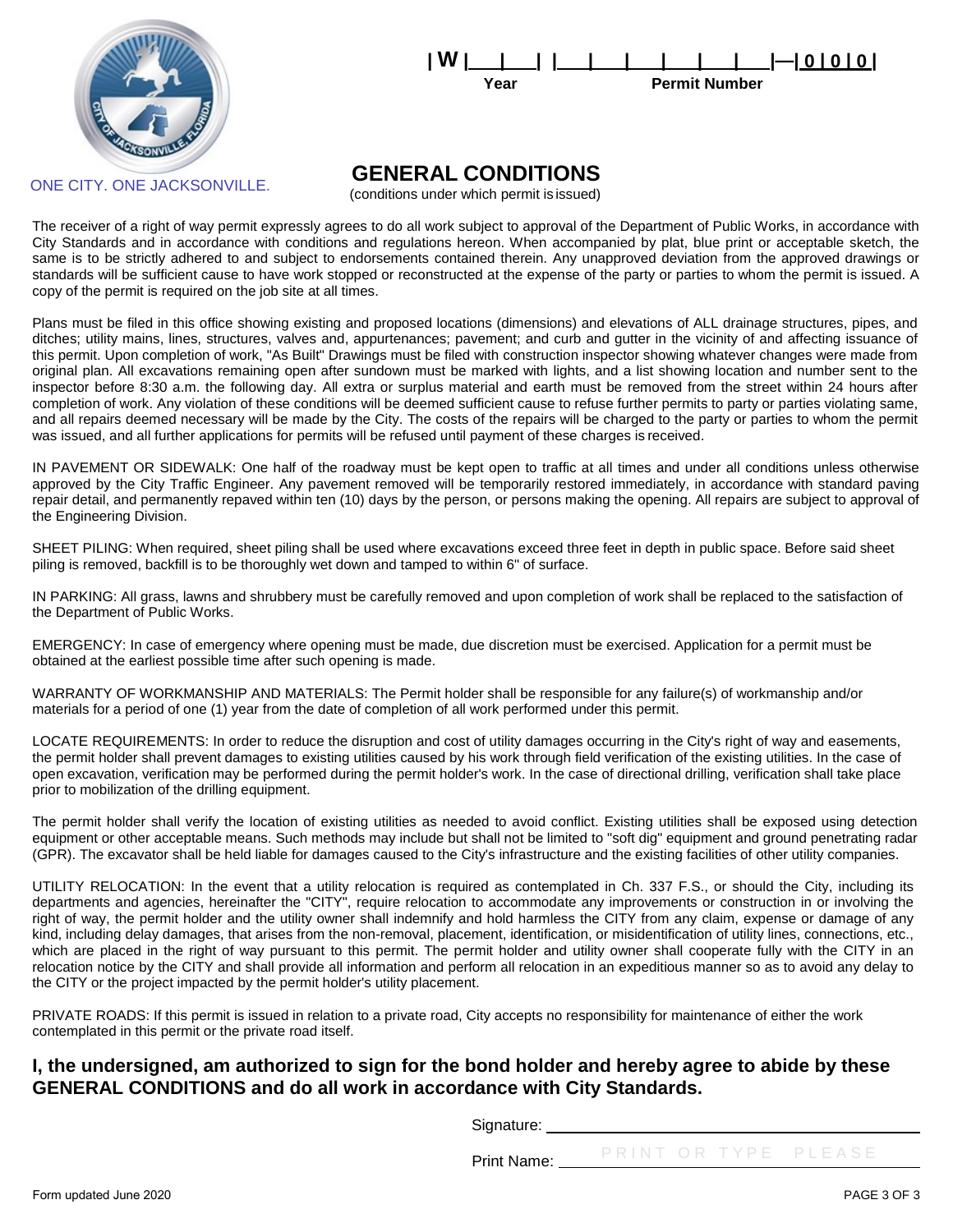ONE CITY. ONE JACKSONVILLE.

| W | | | | | | | | | | |—| 0 | 0 | 0 |

Year    Permit Number

# GENERAL CONDITIONS

(conditions under which permit is issued)

The receiver of a right of way permit expressly agrees to do all work subject to approval of the Department of Public Works, in accordance with City Standards and in accordance with conditions and regulations hereon. When accompanied by plat, blue print or acceptable sketch, the same is to be strictly adhered to and subject to endorsements contained therein. Any unapproved deviation from the approved drawings or standards will be sufficient cause to have work stopped or reconstructed at the expense of the party or parties to whom the permit is issued. A copy of the permit is required on the job site at all times.

Plans must be filed in this office showing existing and proposed locations (dimensions) and elevations of ALL drainage structures, pipes, and ditches; utility mains, lines, structures, valves and, appurtenances; pavement; and curb and gutter in the vicinity of and affecting issuance of this permit. Upon completion of work, "As Built" Drawings must be filed with construction inspector showing whatever changes were made from original plan. All excavations remaining open after sundown must be marked with lights, and a list showing location and number sent to the inspector before 8:30 a.m. the following day. All extra or surplus material and earth must be removed from the street within 24 hours after completion of work. Any violation of these conditions will be deemed sufficient cause to refuse further permits to party or parties violating same, and all repairs deemed necessary will be made by the City. The costs of the repairs will be charged to the party or parties to whom the permit was issued, and all further applications for permits will be refused until payment of these charges is received.

IN PAVEMENT OR SIDEWALK: One half of the roadway must be kept open to traffic at all times and under all conditions unless otherwise approved by the City Traffic Engineer. Any pavement removed will be temporarily restored immediately, in accordance with standard paving repair detail, and permanently repaved within ten (10) days by the person, or persons making the opening. All repairs are subject to approval of the Engineering Division.

SHEET PILING: When required, sheet piling shall be used where excavations exceed three feet in depth in public space. Before said sheet piling is removed, backfill is to be thoroughly wet down and tamped to within 6" of surface.

IN PARKING: All grass, lawns and shrubbery must be carefully removed and upon completion of work shall be replaced to the satisfaction of the Department of Public Works.

EMERGENCY: In case of emergency where opening must be made, due discretion must be exercised. Application for a permit must be obtained at the earliest possible time after such opening is made.

WARRANTY OF WORKMANSHIP AND MATERIALS: The Permit holder shall be responsible for any failure(s) of workmanship and/or materials for a period of one (1) year from the date of completion of all work performed under this permit.

LOCATE REQUIREMENTS: In order to reduce the disruption and cost of utility damages occurring in the City's right of way and easements, the permit holder shall prevent damages to existing utilities caused by his work through field verification of the existing utilities. In the case of open excavation, verification may be performed during the permit holder's work. In the case of directional drilling, verification shall take place prior to mobilization of the drilling equipment.

The permit holder shall verify the location of existing utilities as needed to avoid conflict. Existing utilities shall be exposed using detection equipment or other acceptable means. Such methods may include but shall not be limited to "soft dig" equipment and ground penetrating radar (GPR). The excavator shall be held liable for damages caused to the City's infrastructure and the existing facilities of other utility companies.

UTILITY RELOCATION: In the event that a utility relocation is required as contemplated in Ch. 337 F.S., or should the City, including its departments and agencies, hereinafter the "CITY", require relocation to accommodate any improvements or construction in or involving the right of way, the permit holder and the utility owner shall indemnify and hold harmless the CITY from any claim, expense or damage of any kind, including delay damages, that arises from the non-removal, placement, identification, or misidentification of utility lines, connections, etc., which are placed in the right of way pursuant to this permit. The permit holder and utility owner shall cooperate fully with the CITY in an relocation notice by the CITY and shall provide all information and perform all relocation in an expeditious manner so as to avoid any delay to the CITY or the project impacted by the permit holder's utility placement.

PRIVATE ROADS: If this permit is issued in relation to a private road, City accepts no responsibility for maintenance of either the work contemplated in this permit or the private road itself.

**I, the undersigned, am authorized to sign for the bond holder and hereby agree to abide by these GENERAL CONDITIONS and do all work in accordance with City Standards.**

Signature: ______________________

Print Name: PRINT OR TYPE PLEASE

Form updated June 2020